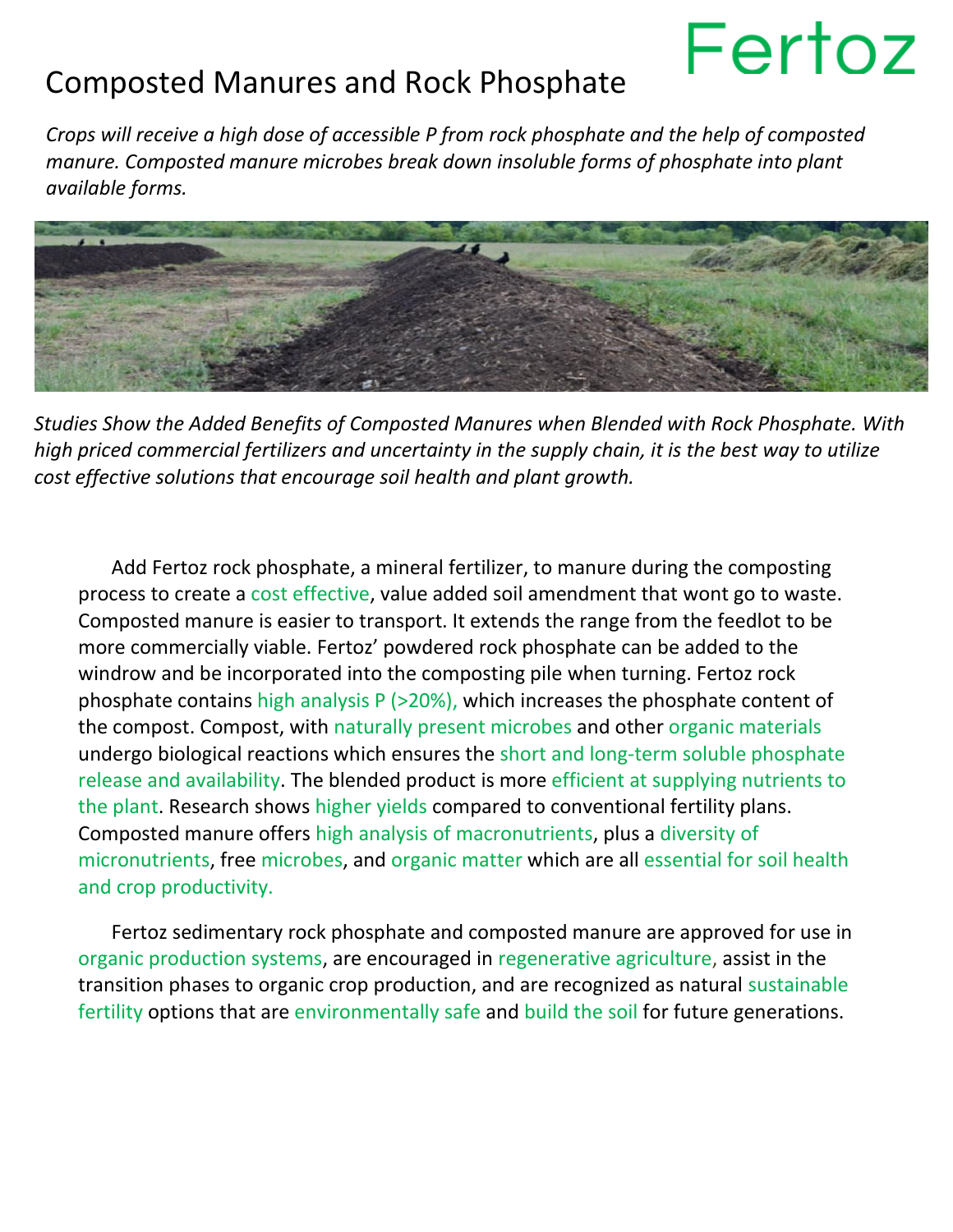# Composted Manures and Rock Phosphate

Fertoz

*Crops will receive a high dose of accessible P from rock phosphate and the help of composted manure. Composted manure microbes break down insoluble forms of phosphate into plant available forms.*

*Studies Show the Added Benefits of Composted Manures when Blended with Rock Phosphate. With high priced commercial fertilizers and uncertainty in the supply chain, it is the best way to utilize cost effective solutions that encourage soil health and plant growth.*

Add Fertoz rock phosphate, a mineral fertilizer, to manure during the composting process to create a cost effective, value added soil amendment that wont go to waste. Composted manure is easier to transport. It extends the range from the feedlot to be more commercially viable. Fertoz' powdered rock phosphate can be added to the windrow and be incorporated into the composting pile when turning. Fertoz rock phosphate contains high analysis P (>20%), which increases the phosphate content of the compost. Compost, with naturally present microbes and other organic materials undergo biological reactions which ensures the short and long-term soluble phosphate release and availability. The blended product is more efficient at supplying nutrients to the plant. Research shows higher yields compared to conventional fertility plans. Composted manure offers high analysis of macronutrients, plus a diversity of micronutrients, free microbes, and organic matter which are all essential for soil health and crop productivity.

Fertoz sedimentary rock phosphate and composted manure are approved for use in organic production systems, are encouraged in regenerative agriculture, assist in the transition phases to organic crop production, and are recognized as natural sustainable fertility options that are environmentally safe and build the soil for future generations.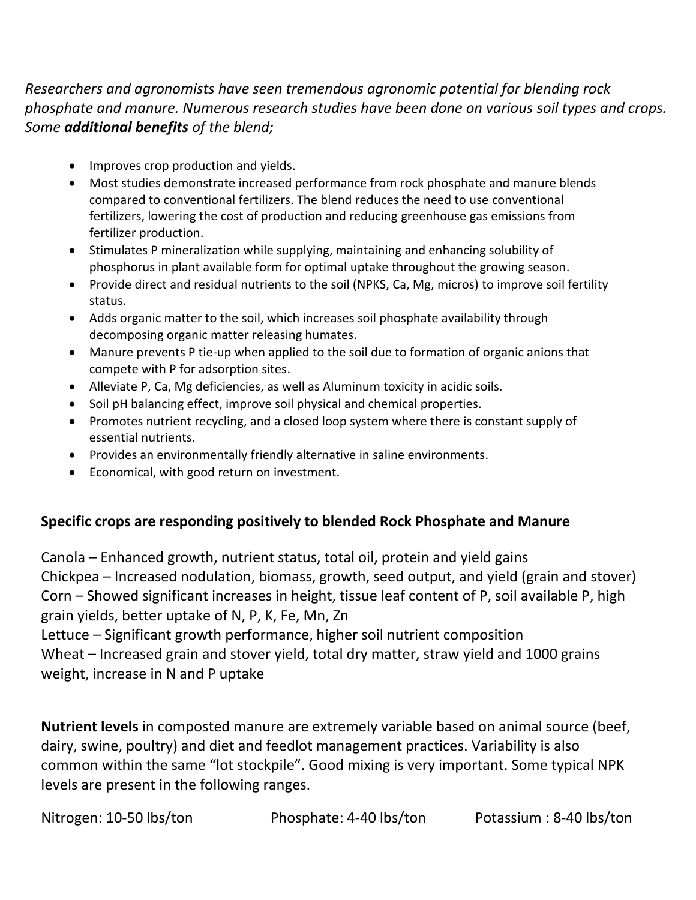*Researchers and agronomists have seen tremendous agronomic potential for blending rock phosphate and manure. Numerous research studies have been done on various soil types and crops. Some **additional benefits** of the blend;*

- Improves crop production and yields.
- Most studies demonstrate increased performance from rock phosphate and manure blends compared to conventional fertilizers. The blend reduces the need to use conventional fertilizers, lowering the cost of production and reducing greenhouse gas emissions from fertilizer production.
- Stimulates P mineralization while supplying, maintaining and enhancing solubility of phosphorus in plant available form for optimal uptake throughout the growing season.
- Provide direct and residual nutrients to the soil (NPKS, Ca, Mg, micros) to improve soil fertility status.
- Adds organic matter to the soil, which increases soil phosphate availability through decomposing organic matter releasing humates.
- Manure prevents P tie-up when applied to the soil due to formation of organic anions that compete with P for adsorption sites.
- Alleviate P, Ca, Mg deficiencies, as well as Aluminum toxicity in acidic soils.
- Soil pH balancing effect, improve soil physical and chemical properties.
- Promotes nutrient recycling, and a closed loop system where there is constant supply of essential nutrients.
- Provides an environmentally friendly alternative in saline environments.
- Economical, with good return on investment.

**Specific crops are responding positively to blended Rock Phosphate and Manure**

Canola – Enhanced growth, nutrient status, total oil, protein and yield gains
Chickpea – Increased nodulation, biomass, growth, seed output, and yield (grain and stover)
Corn – Showed significant increases in height, tissue leaf content of P, soil available P, high grain yields, better uptake of N, P, K, Fe, Mn, Zn
Lettuce – Significant growth performance, higher soil nutrient composition
Wheat – Increased grain and stover yield, total dry matter, straw yield and 1000 grains weight, increase in N and P uptake

**Nutrient levels** in composted manure are extremely variable based on animal source (beef, dairy, swine, poultry) and diet and feedlot management practices. Variability is also common within the same "lot stockpile". Good mixing is very important. Some typical NPK levels are present in the following ranges.

Nitrogen: 10-50 lbs/ton Phosphate: 4-40 lbs/ton Potassium : 8-40 lbs/ton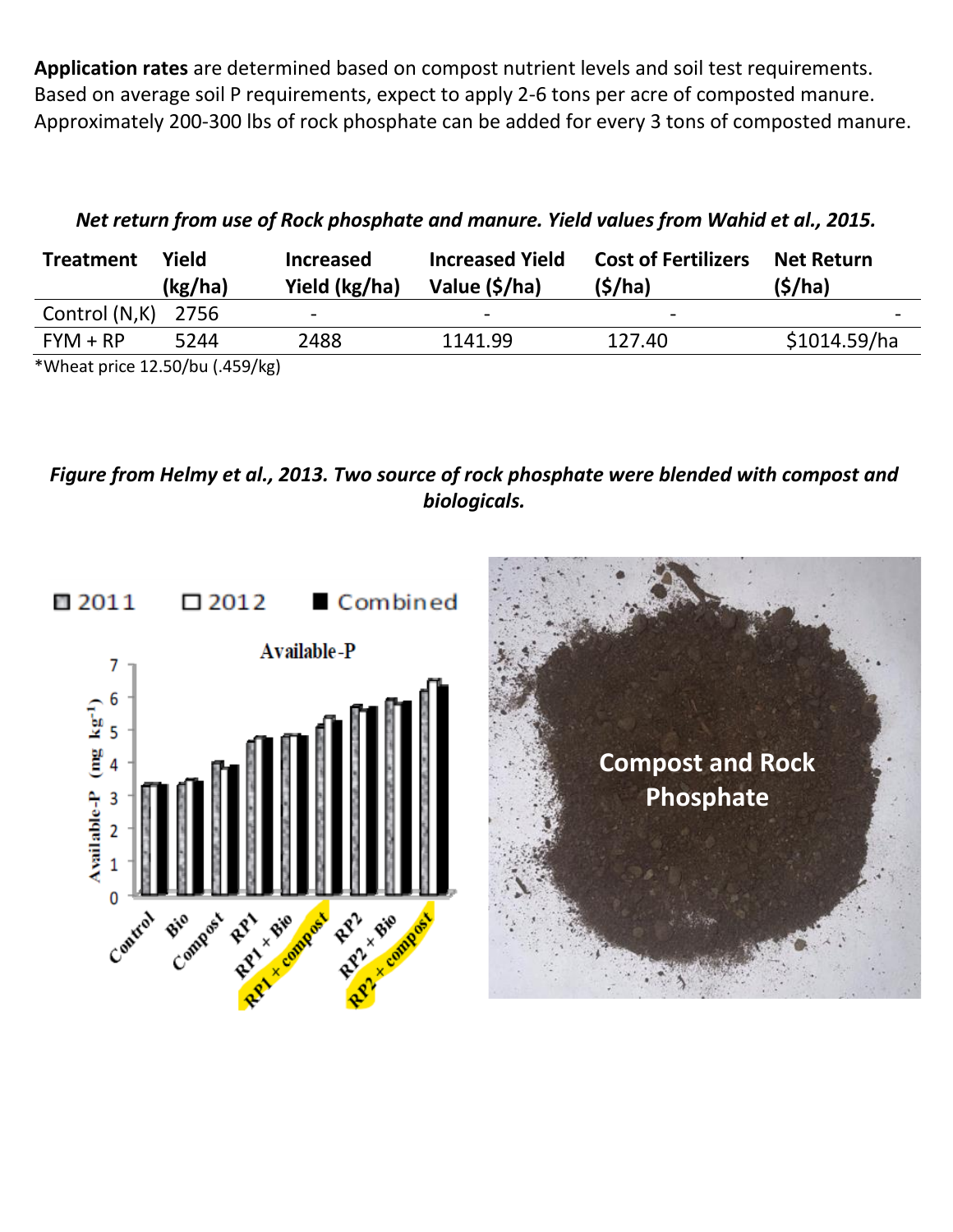**Application rates** are determined based on compost nutrient levels and soil test requirements. Based on average soil P requirements, expect to apply 2-6 tons per acre of composted manure. Approximately 200-300 lbs of rock phosphate can be added for every 3 tons of composted manure.

***Net return from use of Rock phosphate and manure. Yield values from Wahid et al., 2015.***

| Treatment | Yield (kg/ha) | Increased Yield (kg/ha) | Increased Yield Value ($/ha) | Cost of Fertilizers ($/ha) | Net Return ($/ha) |
|---|---|---|---|---|---|
| Control (N,K) | 2756 | - | - | - | - |
| FYM + RP | 5244 | 2488 | 1141.99 | 127.40 | $1014.59/ha |

*Wheat price 12.50/bu (.459/kg)

***Figure from Helmy et al., 2013. Two source of rock phosphate were blended with compost and biologicals.***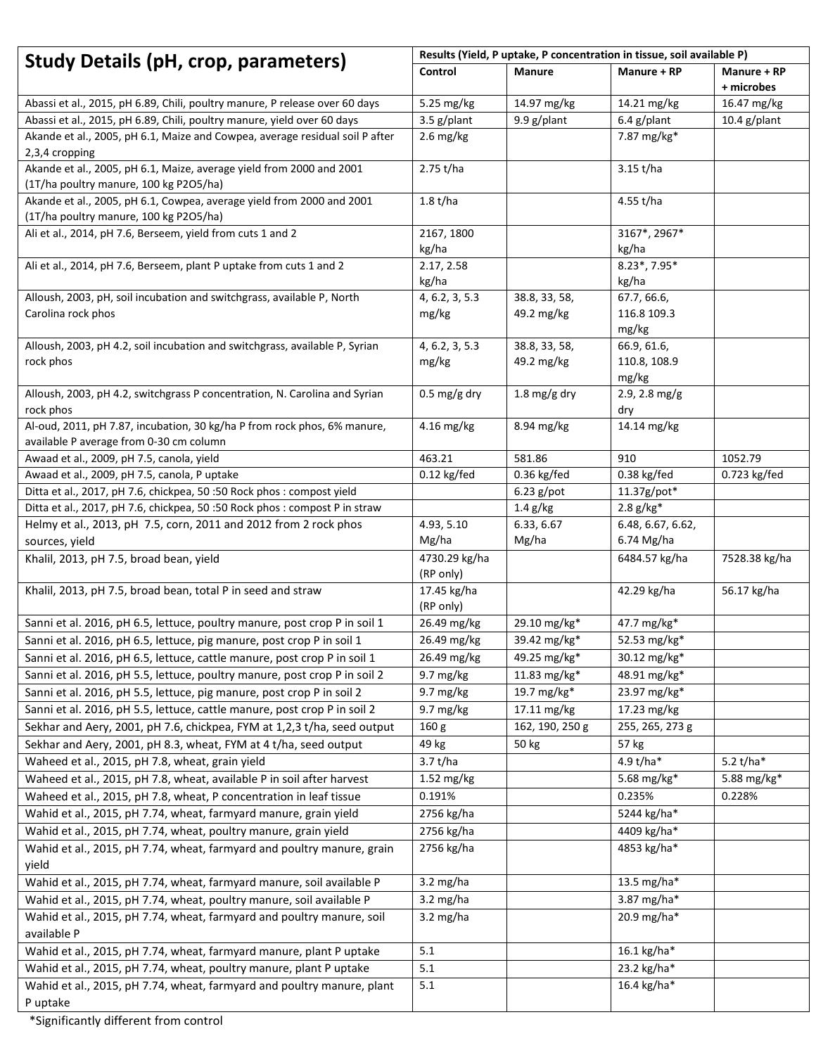| Study Details (pH, crop, parameters) | Results (Yield, P uptake, P concentration in tissue, soil available P) | | | |
|---|---|---|---|---|
| | **Control** | **Manure** | **Manure + RP** | **Manure + RP + microbes** |
| Abassi et al., 2015, pH 6.89, Chili, poultry manure, P release over 60 days | 5.25 mg/kg | 14.97 mg/kg | 14.21 mg/kg | 16.47 mg/kg |
| Abassi et al., 2015, pH 6.89, Chili, poultry manure, yield over 60 days | 3.5 g/plant | 9.9 g/plant | 6.4 g/plant | 10.4 g/plant |
| Akande et al., 2005, pH 6.1, Maize and Cowpea, average residual soil P after 2,3,4 cropping | 2.6 mg/kg | | 7.87 mg/kg* | |
| Akande et al., 2005, pH 6.1, Maize, average yield from 2000 and 2001 (1T/ha poultry manure, 100 kg P2O5/ha) | 2.75 t/ha | | 3.15 t/ha | |
| Akande et al., 2005, pH 6.1, Cowpea, average yield from 2000 and 2001 (1T/ha poultry manure, 100 kg P2O5/ha) | 1.8 t/ha | | 4.55 t/ha | |
| Ali et al., 2014, pH 7.6, Berseem, yield from cuts 1 and 2 | 2167, 1800 kg/ha | | 3167*, 2967* kg/ha | |
| Ali et al., 2014, pH 7.6, Berseem, plant P uptake from cuts 1 and 2 | 2.17, 2.58 kg/ha | | 8.23*, 7.95* kg/ha | |
| Alloush, 2003, pH, soil incubation and switchgrass, available P, North Carolina rock phos | 4, 6.2, 3, 5.3 mg/kg | 38.8, 33, 58, 49.2 mg/kg | 67.7, 66.6, 116.8 109.3 mg/kg | |
| Alloush, 2003, pH 4.2, soil incubation and switchgrass, available P, Syrian rock phos | 4, 6.2, 3, 5.3 mg/kg | 38.8, 33, 58, 49.2 mg/kg | 66.9, 61.6, 110.8, 108.9 mg/kg | |
| Alloush, 2003, pH 4.2, switchgrass P concentration, N. Carolina and Syrian rock phos | 0.5 mg/g dry | 1.8 mg/g dry | 2.9, 2.8 mg/g dry | |
| Al-oud, 2011, pH 7.87, incubation, 30 kg/ha P from rock phos, 6% manure, available P average from 0-30 cm column | 4.16 mg/kg | 8.94 mg/kg | 14.14 mg/kg | |
| Awaad et al., 2009, pH 7.5, canola, yield | 463.21 | 581.86 | 910 | 1052.79 |
| Awaad et al., 2009, pH 7.5, canola, P uptake | 0.12 kg/fed | 0.36 kg/fed | 0.38 kg/fed | 0.723 kg/fed |
| Ditta et al., 2017, pH 7.6, chickpea, 50 :50 Rock phos : compost yield | | 6.23 g/pot | 11.37g/pot* | |
| Ditta et al., 2017, pH 7.6, chickpea, 50 :50 Rock phos : compost P in straw | | 1.4 g/kg | 2.8 g/kg* | |
| Helmy et al., 2013, pH 7.5, corn, 2011 and 2012 from 2 rock phos sources, yield | 4.93, 5.10 Mg/ha | 6.33, 6.67 Mg/ha | 6.48, 6.67, 6.62, 6.74 Mg/ha | |
| Khalil, 2013, pH 7.5, broad bean, yield | 4730.29 kg/ha (RP only) | | 6484.57 kg/ha | 7528.38 kg/ha |
| Khalil, 2013, pH 7.5, broad bean, total P in seed and straw | 17.45 kg/ha (RP only) | | 42.29 kg/ha | 56.17 kg/ha |
| Sanni et al. 2016, pH 6.5, lettuce, poultry manure, post crop P in soil 1 | 26.49 mg/kg | 29.10 mg/kg* | 47.7 mg/kg* | |
| Sanni et al. 2016, pH 6.5, lettuce, pig manure, post crop P in soil 1 | 26.49 mg/kg | 39.42 mg/kg* | 52.53 mg/kg* | |
| Sanni et al. 2016, pH 6.5, lettuce, cattle manure, post crop P in soil 1 | 26.49 mg/kg | 49.25 mg/kg* | 30.12 mg/kg* | |
| Sanni et al. 2016, pH 5.5, lettuce, poultry manure, post crop P in soil 2 | 9.7 mg/kg | 11.83 mg/kg* | 48.91 mg/kg* | |
| Sanni et al. 2016, pH 5.5, lettuce, pig manure, post crop P in soil 2 | 9.7 mg/kg | 19.7 mg/kg* | 23.97 mg/kg* | |
| Sanni et al. 2016, pH 5.5, lettuce, cattle manure, post crop P in soil 2 | 9.7 mg/kg | 17.11 mg/kg | 17.23 mg/kg | |
| Sekhar and Aery, 2001, pH 7.6, chickpea, FYM at 1,2,3 t/ha, seed output | 160 g | 162, 190, 250 g | 255, 265, 273 g | |
| Sekhar and Aery, 2001, pH 8.3, wheat, FYM at 4 t/ha, seed output | 49 kg | 50 kg | 57 kg | |
| Waheed et al., 2015, pH 7.8, wheat, grain yield | 3.7 t/ha | | 4.9 t/ha* | 5.2 t/ha* |
| Waheed et al., 2015, pH 7.8, wheat, available P in soil after harvest | 1.52 mg/kg | | 5.68 mg/kg* | 5.88 mg/kg* |
| Waheed et al., 2015, pH 7.8, wheat, P concentration in leaf tissue | 0.191% | | 0.235% | 0.228% |
| Wahid et al., 2015, pH 7.74, wheat, farmyard manure, grain yield | 2756 kg/ha | | 5244 kg/ha* | |
| Wahid et al., 2015, pH 7.74, wheat, poultry manure, grain yield | 2756 kg/ha | | 4409 kg/ha* | |
| Wahid et al., 2015, pH 7.74, wheat, farmyard and poultry manure, grain yield | 2756 kg/ha | | 4853 kg/ha* | |
| Wahid et al., 2015, pH 7.74, wheat, farmyard manure, soil available P | 3.2 mg/ha | | 13.5 mg/ha* | |
| Wahid et al., 2015, pH 7.74, wheat, poultry manure, soil available P | 3.2 mg/ha | | 3.87 mg/ha* | |
| Wahid et al., 2015, pH 7.74, wheat, farmyard and poultry manure, soil available P | 3.2 mg/ha | | 20.9 mg/ha* | |
| Wahid et al., 2015, pH 7.74, wheat, farmyard manure, plant P uptake | 5.1 | | 16.1 kg/ha* | |
| Wahid et al., 2015, pH 7.74, wheat, poultry manure, plant P uptake | 5.1 | | 23.2 kg/ha* | |
| Wahid et al., 2015, pH 7.74, wheat, farmyard and poultry manure, plant P uptake | 5.1 | | 16.4 kg/ha* | |

*Significantly different from control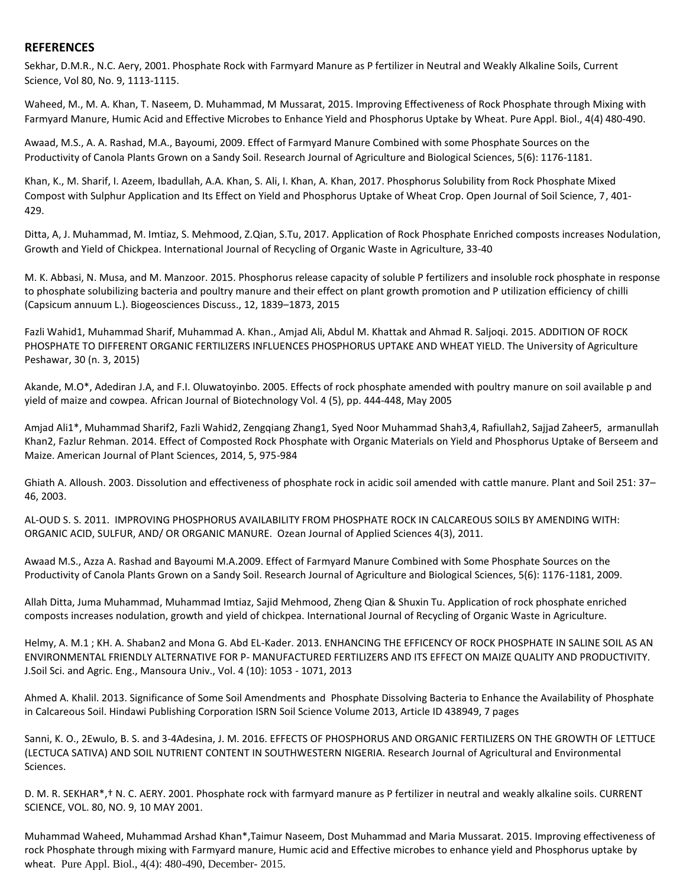## REFERENCES

Sekhar, D.M.R., N.C. Aery, 2001. Phosphate Rock with Farmyard Manure as P fertilizer in Neutral and Weakly Alkaline Soils, Current Science, Vol 80, No. 9, 1113-1115.

Waheed, M., M. A. Khan, T. Naseem, D. Muhammad, M Mussarat, 2015. Improving Effectiveness of Rock Phosphate through Mixing with Farmyard Manure, Humic Acid and Effective Microbes to Enhance Yield and Phosphorus Uptake by Wheat. Pure Appl. Biol., 4(4) 480-490.

Awaad, M.S., A. A. Rashad, M.A., Bayoumi, 2009. Effect of Farmyard Manure Combined with some Phosphate Sources on the Productivity of Canola Plants Grown on a Sandy Soil. Research Journal of Agriculture and Biological Sciences, 5(6): 1176-1181.

Khan, K., M. Sharif, I. Azeem, Ibadullah, A.A. Khan, S. Ali, I. Khan, A. Khan, 2017. Phosphorus Solubility from Rock Phosphate Mixed Compost with Sulphur Application and Its Effect on Yield and Phosphorus Uptake of Wheat Crop. Open Journal of Soil Science, 7, 401-429.

Ditta, A, J. Muhammad, M. Imtiaz, S. Mehmood, Z.Qian, S.Tu, 2017. Application of Rock Phosphate Enriched composts increases Nodulation, Growth and Yield of Chickpea. International Journal of Recycling of Organic Waste in Agriculture, 33-40

M. K. Abbasi, N. Musa, and M. Manzoor. 2015. Phosphorus release capacity of soluble P fertilizers and insoluble rock phosphate in response to phosphate solubilizing bacteria and poultry manure and their effect on plant growth promotion and P utilization efficiency of chilli (Capsicum annuum L.). Biogeosciences Discuss., 12, 1839–1873, 2015

Fazli Wahid1, Muhammad Sharif, Muhammad A. Khan., Amjad Ali, Abdul M. Khattak and Ahmad R. Saljoqi. 2015. ADDITION OF ROCK PHOSPHATE TO DIFFERENT ORGANIC FERTILIZERS INFLUENCES PHOSPHORUS UPTAKE AND WHEAT YIELD. The University of Agriculture Peshawar, 30 (n. 3, 2015)

Akande, M.O*, Adediran J.A, and F.I. Oluwatoyinbo. 2005. Effects of rock phosphate amended with poultry manure on soil available p and yield of maize and cowpea. African Journal of Biotechnology Vol. 4 (5), pp. 444-448, May 2005

Amjad Ali1*, Muhammad Sharif2, Fazli Wahid2, Zengqiang Zhang1, Syed Noor Muhammad Shah3,4, Rafiullah2, Sajjad Zaheer5, armanullah Khan2, Fazlur Rehman. 2014. Effect of Composted Rock Phosphate with Organic Materials on Yield and Phosphorus Uptake of Berseem and Maize. American Journal of Plant Sciences, 2014, 5, 975-984

Ghiath A. Alloush. 2003. Dissolution and effectiveness of phosphate rock in acidic soil amended with cattle manure. Plant and Soil 251: 37–46, 2003.

AL-OUD S. S. 2011. IMPROVING PHOSPHORUS AVAILABILITY FROM PHOSPHATE ROCK IN CALCAREOUS SOILS BY AMENDING WITH: ORGANIC ACID, SULFUR, AND/ OR ORGANIC MANURE. Ozean Journal of Applied Sciences 4(3), 2011.

Awaad M.S., Azza A. Rashad and Bayoumi M.A.2009. Effect of Farmyard Manure Combined with Some Phosphate Sources on the Productivity of Canola Plants Grown on a Sandy Soil. Research Journal of Agriculture and Biological Sciences, 5(6): 1176-1181, 2009.

Allah Ditta, Juma Muhammad, Muhammad Imtiaz, Sajid Mehmood, Zheng Qian & Shuxin Tu. Application of rock phosphate enriched composts increases nodulation, growth and yield of chickpea. International Journal of Recycling of Organic Waste in Agriculture.

Helmy, A. M.1 ; KH. A. Shaban2 and Mona G. Abd EL-Kader. 2013. ENHANCING THE EFFICENCY OF ROCK PHOSPHATE IN SALINE SOIL AS AN ENVIRONMENTAL FRIENDLY ALTERNATIVE FOR P- MANUFACTURED FERTILIZERS AND ITS EFFECT ON MAIZE QUALITY AND PRODUCTIVITY. J.Soil Sci. and Agric. Eng., Mansoura Univ., Vol. 4 (10): 1053 - 1071, 2013

Ahmed A. Khalil. 2013. Significance of Some Soil Amendments and Phosphate Dissolving Bacteria to Enhance the Availability of Phosphate in Calcareous Soil. Hindawi Publishing Corporation ISRN Soil Science Volume 2013, Article ID 438949, 7 pages

Sanni, K. O., 2Ewulo, B. S. and 3-4Adesina, J. M. 2016. EFFECTS OF PHOSPHORUS AND ORGANIC FERTILIZERS ON THE GROWTH OF LETTUCE (LECTUCA SATIVA) AND SOIL NUTRIENT CONTENT IN SOUTHWESTERN NIGERIA. Research Journal of Agricultural and Environmental Sciences.

D. M. R. SEKHAR*,† N. C. AERY. 2001. Phosphate rock with farmyard manure as P fertilizer in neutral and weakly alkaline soils. CURRENT SCIENCE, VOL. 80, NO. 9, 10 MAY 2001.

Muhammad Waheed, Muhammad Arshad Khan*,Taimur Naseem, Dost Muhammad and Maria Mussarat. 2015. Improving effectiveness of rock Phosphate through mixing with Farmyard manure, Humic acid and Effective microbes to enhance yield and Phosphorus uptake by wheat. Pure Appl. Biol., 4(4): 480-490, December- 2015.